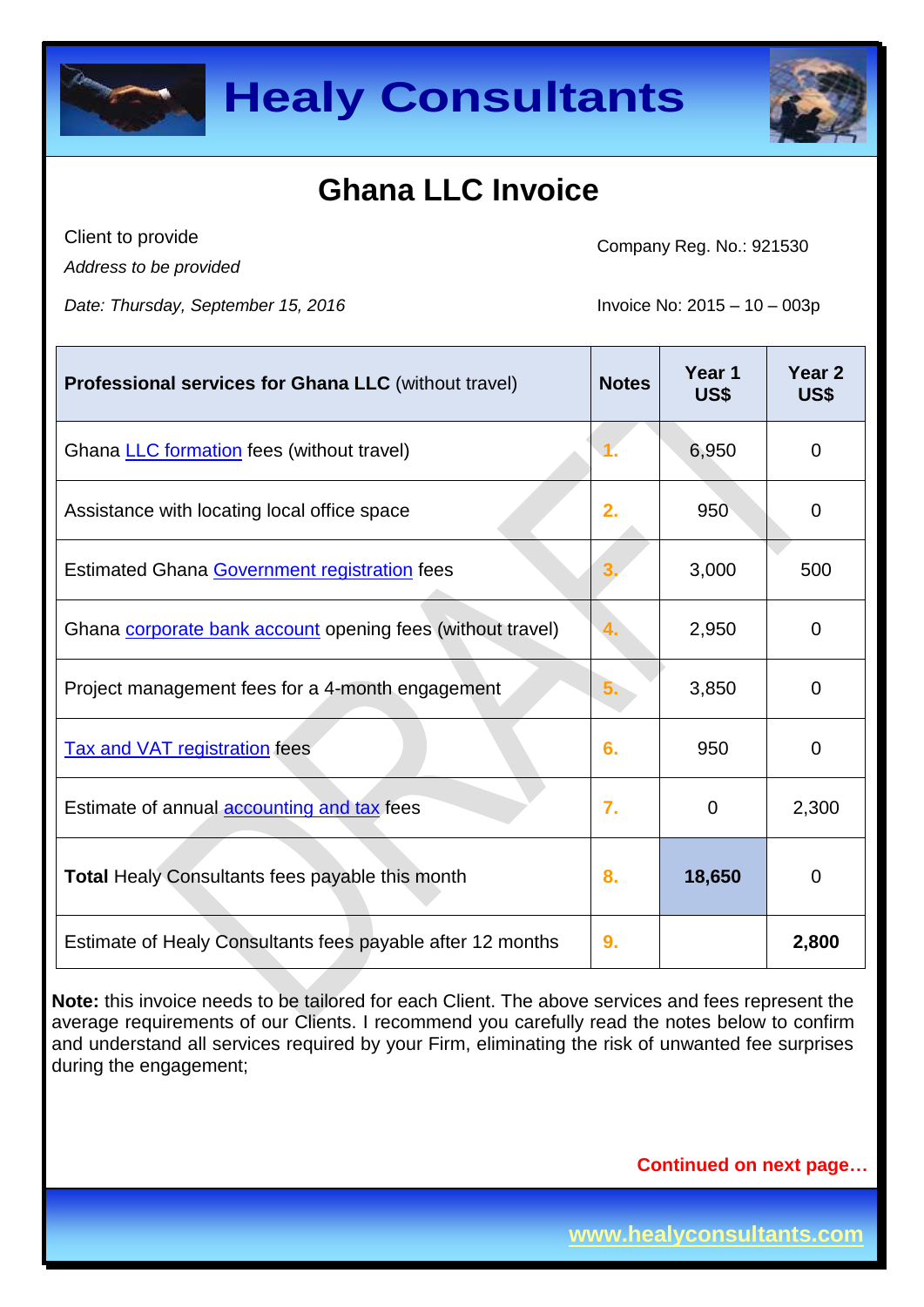# Healy Consultants

## Ghana LLC Invoice

Client to provide
*Address to be provided*

Company Reg. No.: 921530

*Date: Thursday, September 15, 2016*

Invoice No: 2015 – 10 – 003p

| **Professional services for Ghana LLC** (without travel) | **Notes** | **Year 1 US$** | **Year 2 US$** |
|---|---|---|---|
| Ghana LLC formation fees (without travel) | 1. | 6,950 | 0 |
| Assistance with locating local office space | 2. | 950 | 0 |
| Estimated Ghana Government registration fees | 3. | 3,000 | 500 |
| Ghana corporate bank account opening fees (without travel) | 4. | 2,950 | 0 |
| Project management fees for a 4-month engagement | 5. | 3,850 | 0 |
| Tax and VAT registration fees | 6. | 950 | 0 |
| Estimate of annual accounting and tax fees | 7. | 0 | 2,300 |
| **Total** Healy Consultants fees payable this month | 8. | **18,650** | 0 |
| Estimate of Healy Consultants fees payable after 12 months | 9. | | **2,800** |

**Note:** this invoice needs to be tailored for each Client. The above services and fees represent the average requirements of our Clients. I recommend you carefully read the notes below to confirm and understand all services required by your Firm, eliminating the risk of unwanted fee surprises during the engagement;

**Continued on next page…**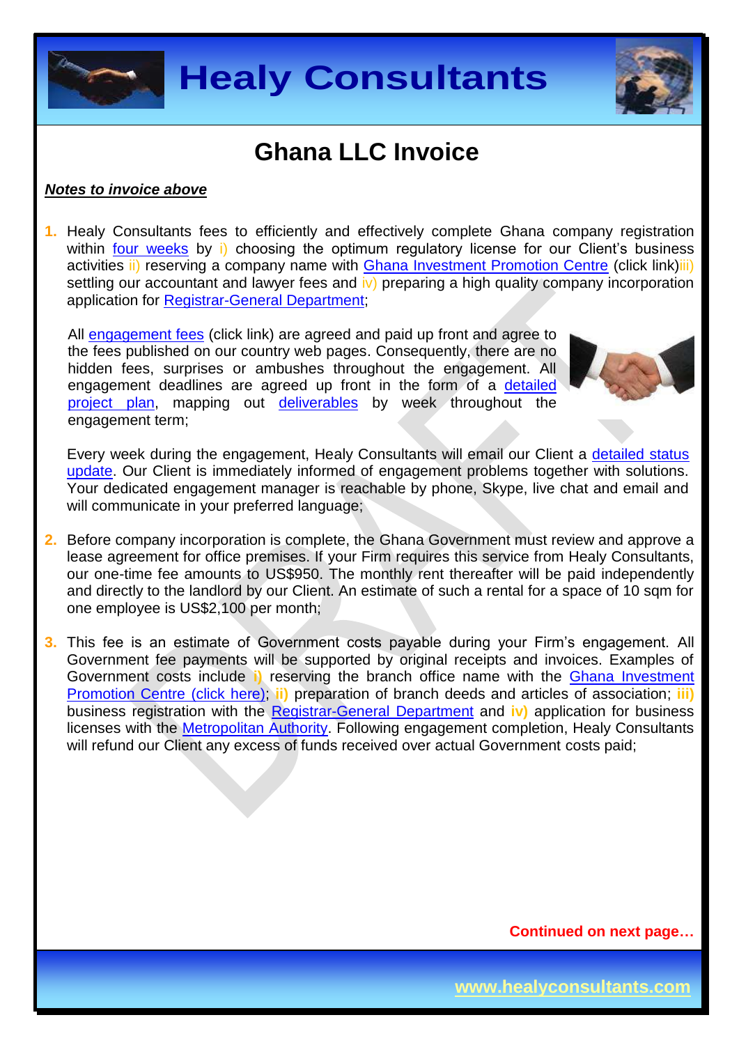# Ghana LLC Invoice

***Notes to invoice above***

1. Healy Consultants fees to efficiently and effectively complete Ghana company registration within four weeks by i) choosing the optimum regulatory license for our Client's business activities ii) reserving a company name with Ghana Investment Promotion Centre (click link)iii) settling our accountant and lawyer fees and iv) preparing a high quality company incorporation application for Registrar-General Department;

   All engagement fees (click link) are agreed and paid up front and agree to the fees published on our country web pages. Consequently, there are no hidden fees, surprises or ambushes throughout the engagement. All engagement deadlines are agreed up front in the form of a detailed project plan, mapping out deliverables by week throughout the engagement term;

   Every week during the engagement, Healy Consultants will email our Client a detailed status update. Our Client is immediately informed of engagement problems together with solutions. Your dedicated engagement manager is reachable by phone, Skype, live chat and email and will communicate in your preferred language;

2. Before company incorporation is complete, the Ghana Government must review and approve a lease agreement for office premises. If your Firm requires this service from Healy Consultants, our one-time fee amounts to US$950. The monthly rent thereafter will be paid independently and directly to the landlord by our Client. An estimate of such a rental for a space of 10 sqm for one employee is US$2,100 per month;

3. This fee is an estimate of Government costs payable during your Firm's engagement. All Government fee payments will be supported by original receipts and invoices. Examples of Government costs include **i)** reserving the branch office name with the Ghana Investment Promotion Centre (click here); **ii)** preparation of branch deeds and articles of association; **iii)** business registration with the Registrar-General Department and **iv)** application for business licenses with the Metropolitan Authority. Following engagement completion, Healy Consultants will refund our Client any excess of funds received over actual Government costs paid;

**Continued on next page…**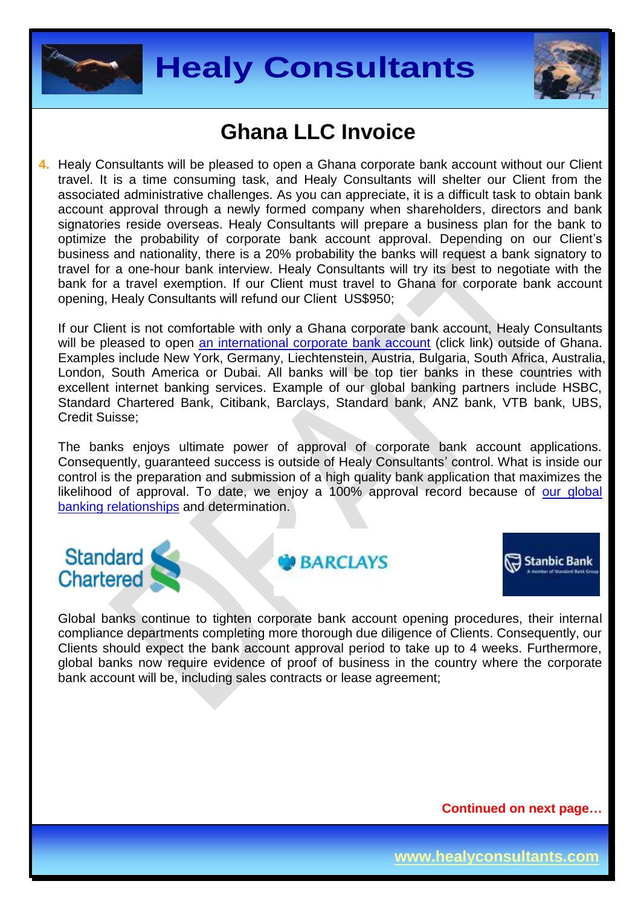# Ghana LLC Invoice

4. Healy Consultants will be pleased to open a Ghana corporate bank account without our Client travel. It is a time consuming task, and Healy Consultants will shelter our Client from the associated administrative challenges. As you can appreciate, it is a difficult task to obtain bank account approval through a newly formed company when shareholders, directors and bank signatories reside overseas. Healy Consultants will prepare a business plan for the bank to optimize the probability of corporate bank account approval. Depending on our Client's business and nationality, there is a 20% probability the banks will request a bank signatory to travel for a one-hour bank interview. Healy Consultants will try its best to negotiate with the bank for a travel exemption. If our Client must travel to Ghana for corporate bank account opening, Healy Consultants will refund our Client US$950;

   If our Client is not comfortable with only a Ghana corporate bank account, Healy Consultants will be pleased to open an international corporate bank account (click link) outside of Ghana. Examples include New York, Germany, Liechtenstein, Austria, Bulgaria, South Africa, Australia, London, South America or Dubai. All banks will be top tier banks in these countries with excellent internet banking services. Example of our global banking partners include HSBC, Standard Chartered Bank, Citibank, Barclays, Standard bank, ANZ bank, VTB bank, UBS, Credit Suisse;

   The banks enjoys ultimate power of approval of corporate bank account applications. Consequently, guaranteed success is outside of Healy Consultants' control. What is inside our control is the preparation and submission of a high quality bank application that maximizes the likelihood of approval. To date, we enjoy a 100% approval record because of our global banking relationships and determination.

   Global banks continue to tighten corporate bank account opening procedures, their internal compliance departments completing more thorough due diligence of Clients. Consequently, our Clients should expect the bank account approval period to take up to 4 weeks. Furthermore, global banks now require evidence of proof of business in the country where the corporate bank account will be, including sales contracts or lease agreement;

**Continued on next page…**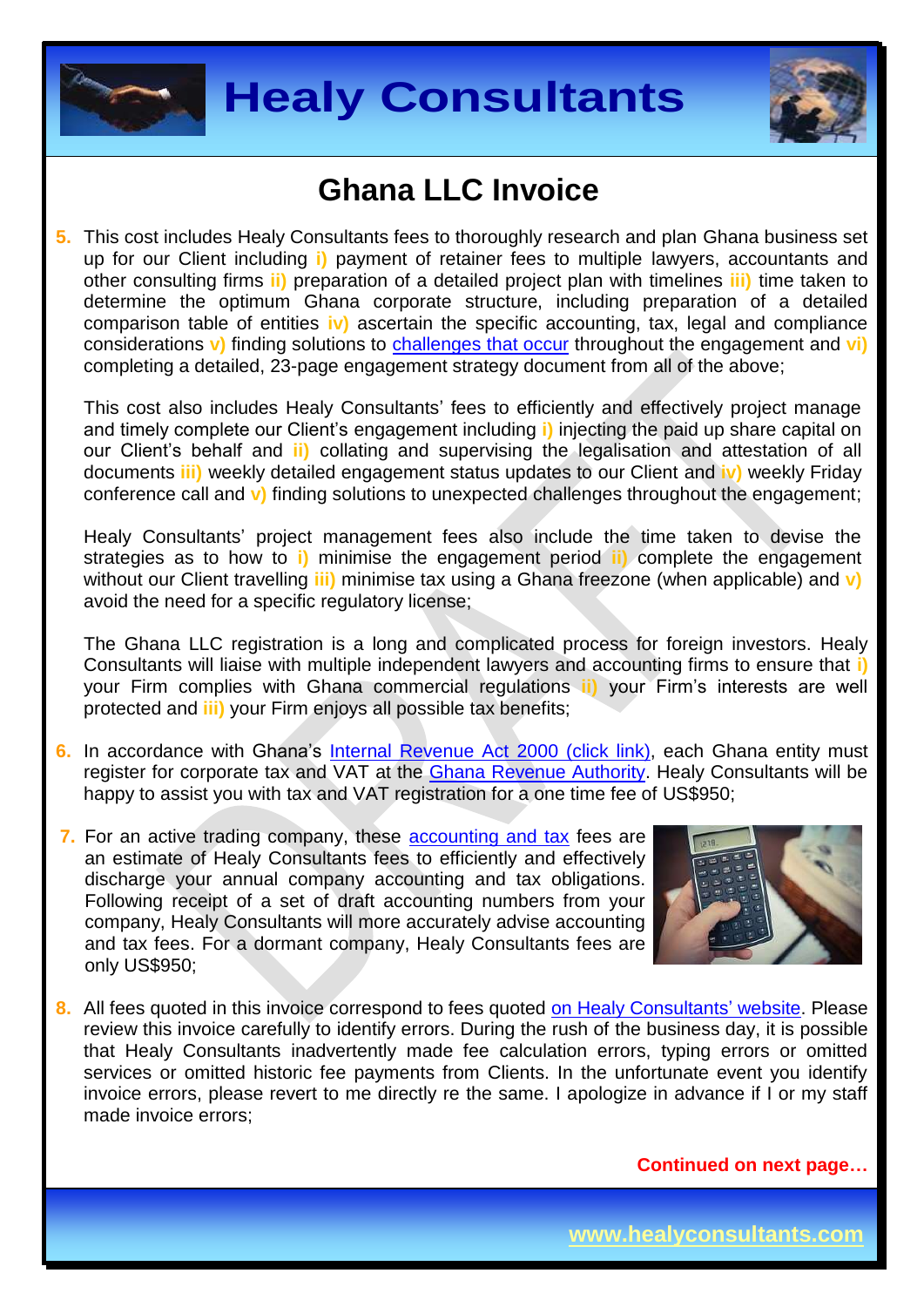# Ghana LLC Invoice

5. This cost includes Healy Consultants fees to thoroughly research and plan Ghana business set up for our Client including **i)** payment of retainer fees to multiple lawyers, accountants and other consulting firms **ii)** preparation of a detailed project plan with timelines **iii)** time taken to determine the optimum Ghana corporate structure, including preparation of a detailed comparison table of entities **iv)** ascertain the specific accounting, tax, legal and compliance considerations **v)** finding solutions to challenges that occur throughout the engagement and **vi)** completing a detailed, 23-page engagement strategy document from all of the above;

   This cost also includes Healy Consultants' fees to efficiently and effectively project manage and timely complete our Client's engagement including **i)** injecting the paid up share capital on our Client's behalf and **ii)** collating and supervising the legalisation and attestation of all documents **iii)** weekly detailed engagement status updates to our Client and **iv)** weekly Friday conference call and **v)** finding solutions to unexpected challenges throughout the engagement;

   Healy Consultants' project management fees also include the time taken to devise the strategies as to how to **i)** minimise the engagement period **ii)** complete the engagement without our Client travelling **iii)** minimise tax using a Ghana freezone (when applicable) and **v)** avoid the need for a specific regulatory license;

   The Ghana LLC registration is a long and complicated process for foreign investors. Healy Consultants will liaise with multiple independent lawyers and accounting firms to ensure that **i)** your Firm complies with Ghana commercial regulations **ii)** your Firm's interests are well protected and **iii)** your Firm enjoys all possible tax benefits;

6. In accordance with Ghana's Internal Revenue Act 2000 (click link), each Ghana entity must register for corporate tax and VAT at the Ghana Revenue Authority. Healy Consultants will be happy to assist you with tax and VAT registration for a one time fee of US$950;

7. For an active trading company, these accounting and tax fees are an estimate of Healy Consultants fees to efficiently and effectively discharge your annual company accounting and tax obligations. Following receipt of a set of draft accounting numbers from your company, Healy Consultants will more accurately advise accounting and tax fees. For a dormant company, Healy Consultants fees are only US$950;

8. All fees quoted in this invoice correspond to fees quoted on Healy Consultants' website. Please review this invoice carefully to identify errors. During the rush of the business day, it is possible that Healy Consultants inadvertently made fee calculation errors, typing errors or omitted services or omitted historic fee payments from Clients. In the unfortunate event you identify invoice errors, please revert to me directly re the same. I apologize in advance if I or my staff made invoice errors;

**Continued on next page…**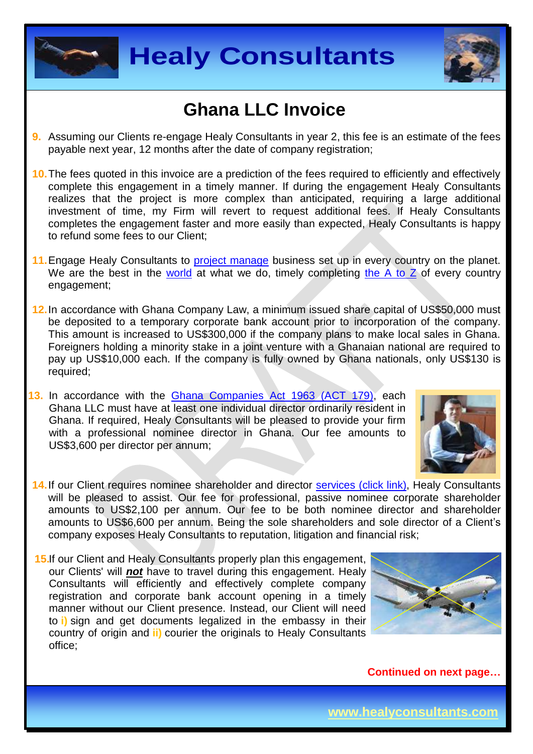# Ghana LLC Invoice

9. Assuming our Clients re-engage Healy Consultants in year 2, this fee is an estimate of the fees payable next year, 12 months after the date of company registration;

10. The fees quoted in this invoice are a prediction of the fees required to efficiently and effectively complete this engagement in a timely manner. If during the engagement Healy Consultants realizes that the project is more complex than anticipated, requiring a large additional investment of time, my Firm will revert to request additional fees. If Healy Consultants completes the engagement faster and more easily than expected, Healy Consultants is happy to refund some fees to our Client;

11. Engage Healy Consultants to project manage business set up in every country on the planet. We are the best in the world at what we do, timely completing the A to Z of every country engagement;

12. In accordance with Ghana Company Law, a minimum issued share capital of US$50,000 must be deposited to a temporary corporate bank account prior to incorporation of the company. This amount is increased to US$300,000 if the company plans to make local sales in Ghana. Foreigners holding a minority stake in a joint venture with a Ghanaian national are required to pay up US$10,000 each. If the company is fully owned by Ghana nationals, only US$130 is required;

13. In accordance with the Ghana Companies Act 1963 (ACT 179), each Ghana LLC must have at least one individual director ordinarily resident in Ghana. If required, Healy Consultants will be pleased to provide your firm with a professional nominee director in Ghana. Our fee amounts to US$3,600 per director per annum;

14. If our Client requires nominee shareholder and director services (click link), Healy Consultants will be pleased to assist. Our fee for professional, passive nominee corporate shareholder amounts to US$2,100 per annum. Our fee to be both nominee director and shareholder amounts to US$6,600 per annum. Being the sole shareholders and sole director of a Client's company exposes Healy Consultants to reputation, litigation and financial risk;

15. If our Client and Healy Consultants properly plan this engagement, our Clients' will ***not*** have to travel during this engagement. Healy Consultants will efficiently and effectively complete company registration and corporate bank account opening in a timely manner without our Client presence. Instead, our Client will need to **i)** sign and get documents legalized in the embassy in their country of origin and **ii)** courier the originals to Healy Consultants office;

**Continued on next page…**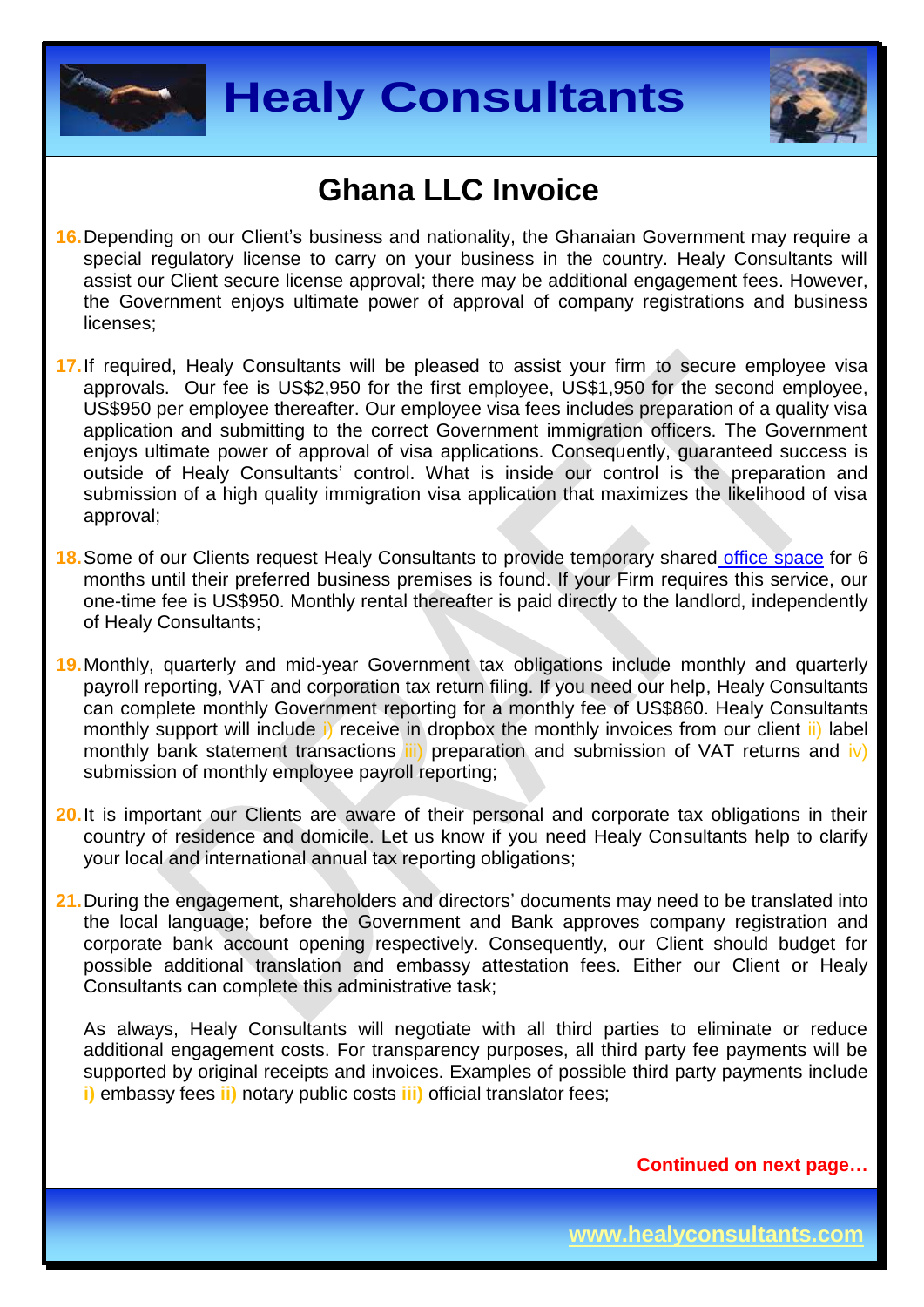# Ghana LLC Invoice

16. Depending on our Client's business and nationality, the Ghanaian Government may require a special regulatory license to carry on your business in the country. Healy Consultants will assist our Client secure license approval; there may be additional engagement fees. However, the Government enjoys ultimate power of approval of company registrations and business licenses;

17. If required, Healy Consultants will be pleased to assist your firm to secure employee visa approvals. Our fee is US$2,950 for the first employee, US$1,950 for the second employee, US$950 per employee thereafter. Our employee visa fees includes preparation of a quality visa application and submitting to the correct Government immigration officers. The Government enjoys ultimate power of approval of visa applications. Consequently, guaranteed success is outside of Healy Consultants' control. What is inside our control is the preparation and submission of a high quality immigration visa application that maximizes the likelihood of visa approval;

18. Some of our Clients request Healy Consultants to provide temporary shared office space for 6 months until their preferred business premises is found. If your Firm requires this service, our one-time fee is US$950. Monthly rental thereafter is paid directly to the landlord, independently of Healy Consultants;

19. Monthly, quarterly and mid-year Government tax obligations include monthly and quarterly payroll reporting, VAT and corporation tax return filing. If you need our help, Healy Consultants can complete monthly Government reporting for a monthly fee of US$860. Healy Consultants monthly support will include i) receive in dropbox the monthly invoices from our client ii) label monthly bank statement transactions iii) preparation and submission of VAT returns and iv) submission of monthly employee payroll reporting;

20. It is important our Clients are aware of their personal and corporate tax obligations in their country of residence and domicile. Let us know if you need Healy Consultants help to clarify your local and international annual tax reporting obligations;

21. During the engagement, shareholders and directors' documents may need to be translated into the local language; before the Government and Bank approves company registration and corporate bank account opening respectively. Consequently, our Client should budget for possible additional translation and embassy attestation fees. Either our Client or Healy Consultants can complete this administrative task;

    As always, Healy Consultants will negotiate with all third parties to eliminate or reduce additional engagement costs. For transparency purposes, all third party fee payments will be supported by original receipts and invoices. Examples of possible third party payments include **i)** embassy fees **ii)** notary public costs **iii)** official translator fees;

**Continued on next page…**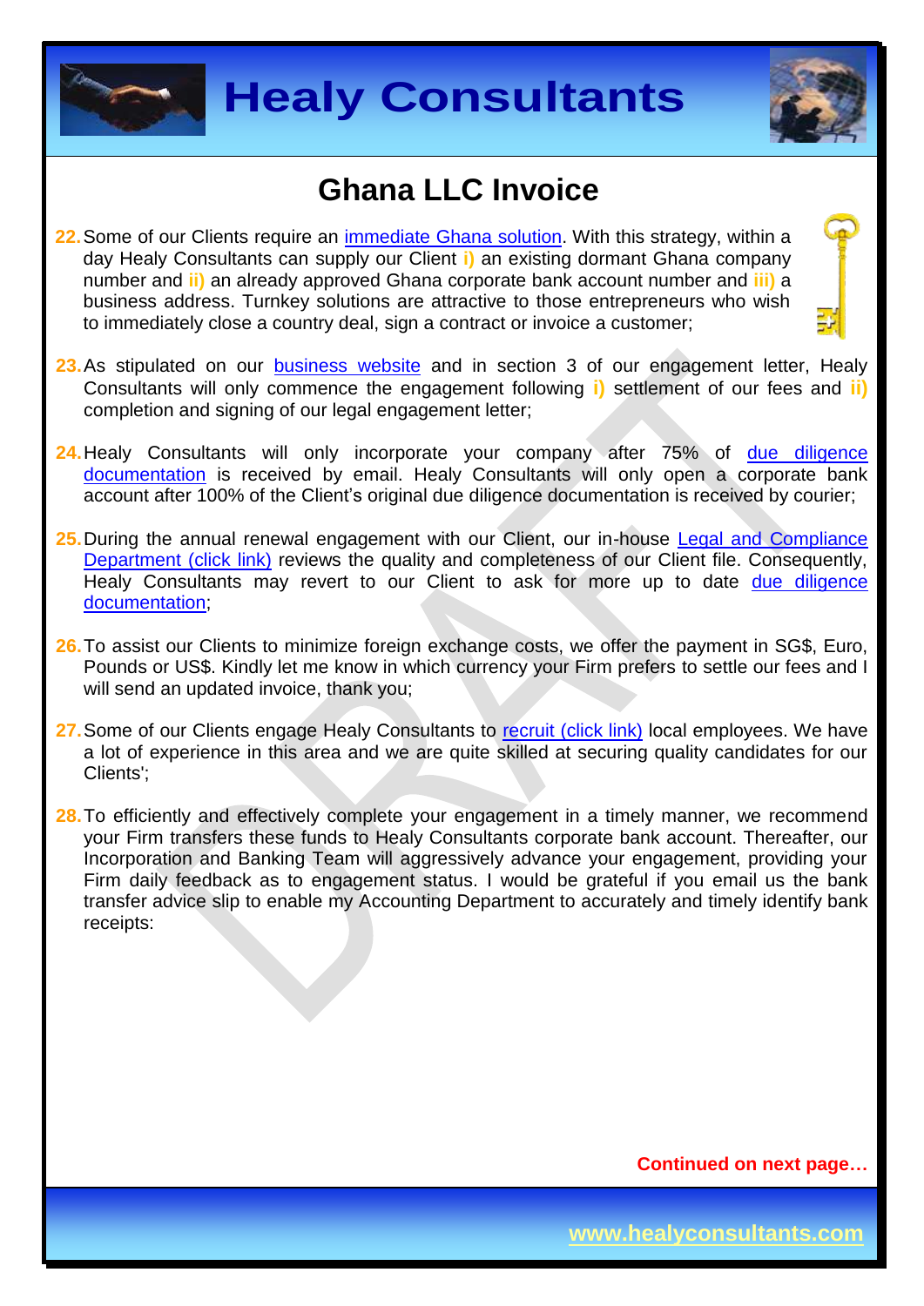# Ghana LLC Invoice

22. Some of our Clients require an immediate Ghana solution. With this strategy, within a day Healy Consultants can supply our Client **i)** an existing dormant Ghana company number and **ii)** an already approved Ghana corporate bank account number and **iii)** a business address. Turnkey solutions are attractive to those entrepreneurs who wish to immediately close a country deal, sign a contract or invoice a customer;

23. As stipulated on our business website and in section 3 of our engagement letter, Healy Consultants will only commence the engagement following **i)** settlement of our fees and **ii)** completion and signing of our legal engagement letter;

24. Healy Consultants will only incorporate your company after 75% of due diligence documentation is received by email. Healy Consultants will only open a corporate bank account after 100% of the Client's original due diligence documentation is received by courier;

25. During the annual renewal engagement with our Client, our in-house Legal and Compliance Department (click link) reviews the quality and completeness of our Client file. Consequently, Healy Consultants may revert to our Client to ask for more up to date due diligence documentation;

26. To assist our Clients to minimize foreign exchange costs, we offer the payment in SG$, Euro, Pounds or US$. Kindly let me know in which currency your Firm prefers to settle our fees and I will send an updated invoice, thank you;

27. Some of our Clients engage Healy Consultants to recruit (click link) local employees. We have a lot of experience in this area and we are quite skilled at securing quality candidates for our Clients';

28. To efficiently and effectively complete your engagement in a timely manner, we recommend your Firm transfers these funds to Healy Consultants corporate bank account. Thereafter, our Incorporation and Banking Team will aggressively advance your engagement, providing your Firm daily feedback as to engagement status. I would be grateful if you email us the bank transfer advice slip to enable my Accounting Department to accurately and timely identify bank receipts:

**Continued on next page…**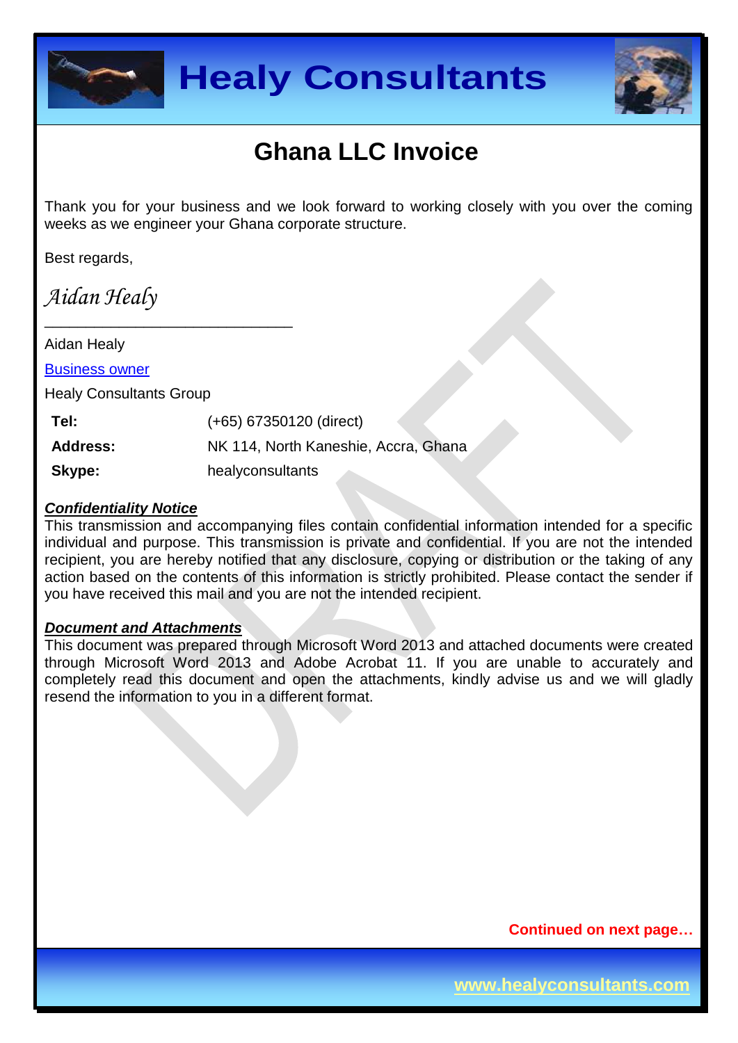## Ghana LLC Invoice

Thank you for your business and we look forward to working closely with you over the coming weeks as we engineer your Ghana corporate structure.

Best regards,

*Aidan Healy*

_____________________________

Aidan Healy

[Business owner]()

Healy Consultants Group

| | |
|---|---|
| **Tel:** | (+65) 67350120 (direct) |
| **Address:** | NK 114, North Kaneshie, Accra, Ghana |
| **Skype:** | healyconsultants |

***Confidentiality Notice***

This transmission and accompanying files contain confidential information intended for a specific individual and purpose. This transmission is private and confidential. If you are not the intended recipient, you are hereby notified that any disclosure, copying or distribution or the taking of any action based on the contents of this information is strictly prohibited. Please contact the sender if you have received this mail and you are not the intended recipient.

***Document and Attachments***

This document was prepared through Microsoft Word 2013 and attached documents were created through Microsoft Word 2013 and Adobe Acrobat 11. If you are unable to accurately and completely read this document and open the attachments, kindly advise us and we will gladly resend the information to you in a different format.

**Continued on next page…**